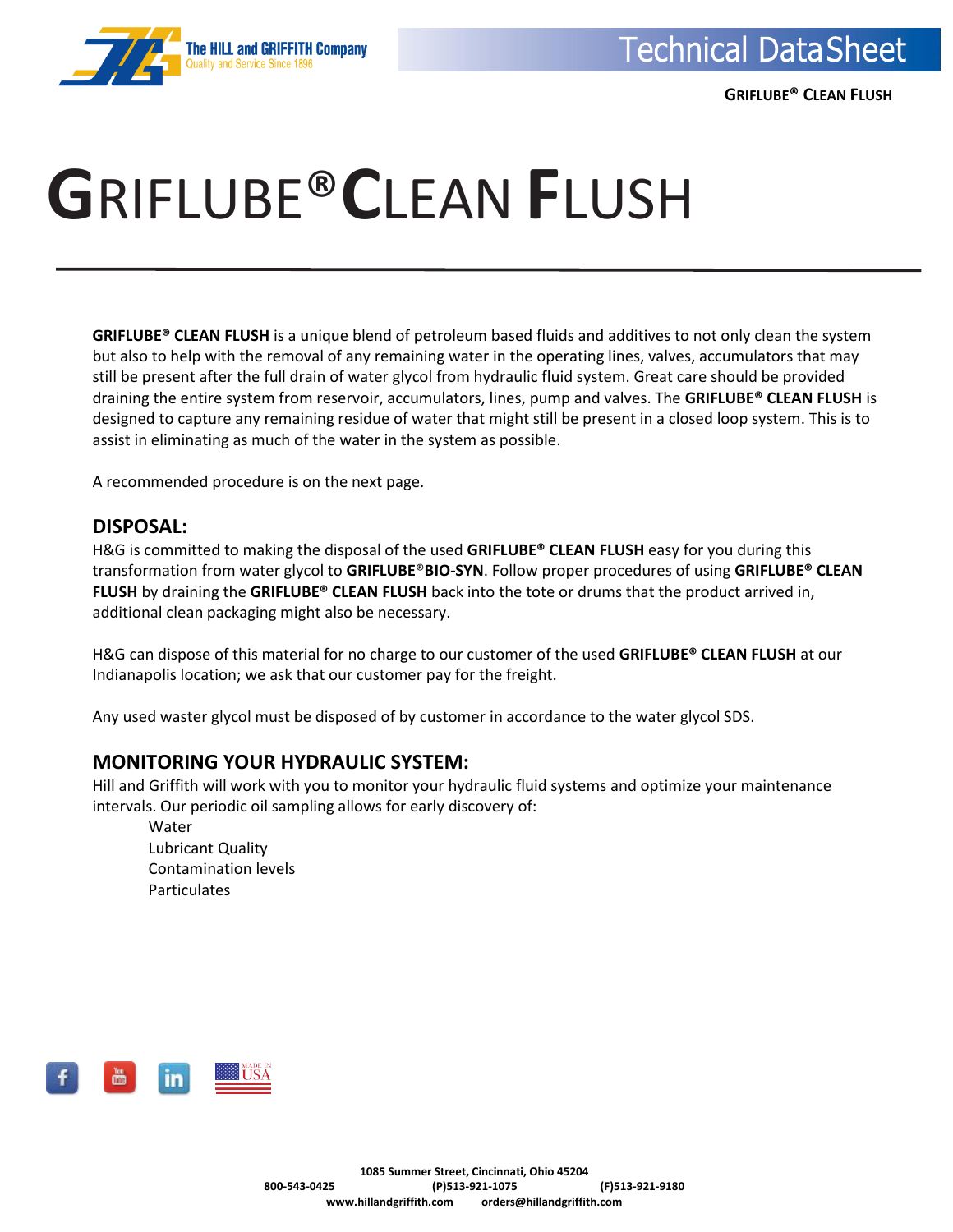# GRIFLUBE® CLEAN FLUSH

**GRIFLUBE® CLEAN FLUSH** is a unique blend of petroleum based fluids and additives to not only clean the system but also to help with the removal of any remaining water in the operating lines, valves, accumulators that may still be present after the full drain of water glycol from hydraulic fluid system. Great care should be provided draining the entire system from reservoir, accumulators, lines, pump and valves. The **GRIFLUBE® CLEAN FLUSH** is designed to capture any remaining residue of water that might still be present in a closed loop system. This is to assist in eliminating as much of the water in the system as possible.

A recommended procedure is on the next page.

## DISPOSAL:

H&G is committed to making the disposal of the used **GRIFLUBE® CLEAN FLUSH** easy for you during this transformation from water glycol to **GRIFLUBE®BIO-SYN**. Follow proper procedures of using **GRIFLUBE® CLEAN FLUSH** by draining the **GRIFLUBE® CLEAN FLUSH** back into the tote or drums that the product arrived in, additional clean packaging might also be necessary.

H&G can dispose of this material for no charge to our customer of the used **GRIFLUBE® CLEAN FLUSH** at our Indianapolis location; we ask that our customer pay for the freight.

Any used waster glycol must be disposed of by customer in accordance to the water glycol SDS.

## MONITORING YOUR HYDRAULIC SYSTEM:

Hill and Griffith will work with you to monitor your hydraulic fluid systems and optimize your maintenance intervals. Our periodic oil sampling allows for early discovery of:

- Water
- Lubricant Quality
- Contamination levels
- Particulates

1085 Summer Street, Cincinnati, Ohio 45204
800-543-0425 (P)513-921-1075 (F)513-921-9180
www.hillandgriffith.com orders@hillandgriffith.com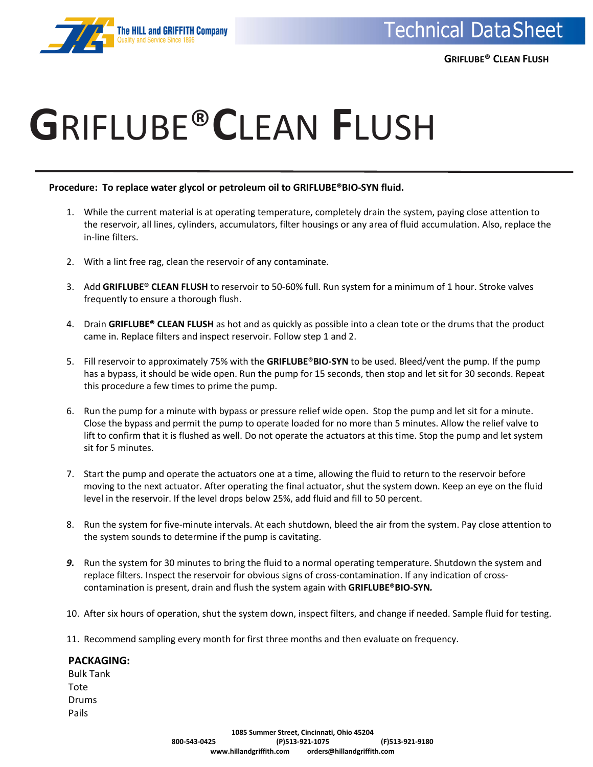# GRIFLUBE® CLEAN FLUSH

**Procedure: To replace water glycol or petroleum oil to GRIFLUBE®BIO-SYN fluid.**

1. While the current material is at operating temperature, completely drain the system, paying close attention to the reservoir, all lines, cylinders, accumulators, filter housings or any area of fluid accumulation. Also, replace the in-line filters.

2. With a lint free rag, clean the reservoir of any contaminate.

3. Add **GRIFLUBE® CLEAN FLUSH** to reservoir to 50-60% full. Run system for a minimum of 1 hour. Stroke valves frequently to ensure a thorough flush.

4. Drain **GRIFLUBE® CLEAN FLUSH** as hot and as quickly as possible into a clean tote or the drums that the product came in. Replace filters and inspect reservoir. Follow step 1 and 2.

5. Fill reservoir to approximately 75% with the **GRIFLUBE®BIO-SYN** to be used. Bleed/vent the pump. If the pump has a bypass, it should be wide open. Run the pump for 15 seconds, then stop and let sit for 30 seconds. Repeat this procedure a few times to prime the pump.

6. Run the pump for a minute with bypass or pressure relief wide open. Stop the pump and let sit for a minute. Close the bypass and permit the pump to operate loaded for no more than 5 minutes. Allow the relief valve to lift to confirm that it is flushed as well. Do not operate the actuators at this time. Stop the pump and let system sit for 5 minutes.

7. Start the pump and operate the actuators one at a time, allowing the fluid to return to the reservoir before moving to the next actuator. After operating the final actuator, shut the system down. Keep an eye on the fluid level in the reservoir. If the level drops below 25%, add fluid and fill to 50 percent.

8. Run the system for five-minute intervals. At each shutdown, bleed the air from the system. Pay close attention to the system sounds to determine if the pump is cavitating.

9. Run the system for 30 minutes to bring the fluid to a normal operating temperature. Shutdown the system and replace filters. Inspect the reservoir for obvious signs of cross-contamination. If any indication of cross-contamination is present, drain and flush the system again with **GRIFLUBE®BIO-SYN.**

10. After six hours of operation, shut the system down, inspect filters, and change if needed. Sample fluid for testing.

11. Recommend sampling every month for first three months and then evaluate on frequency.

**PACKAGING:**

Bulk Tank
Tote
Drums
Pails